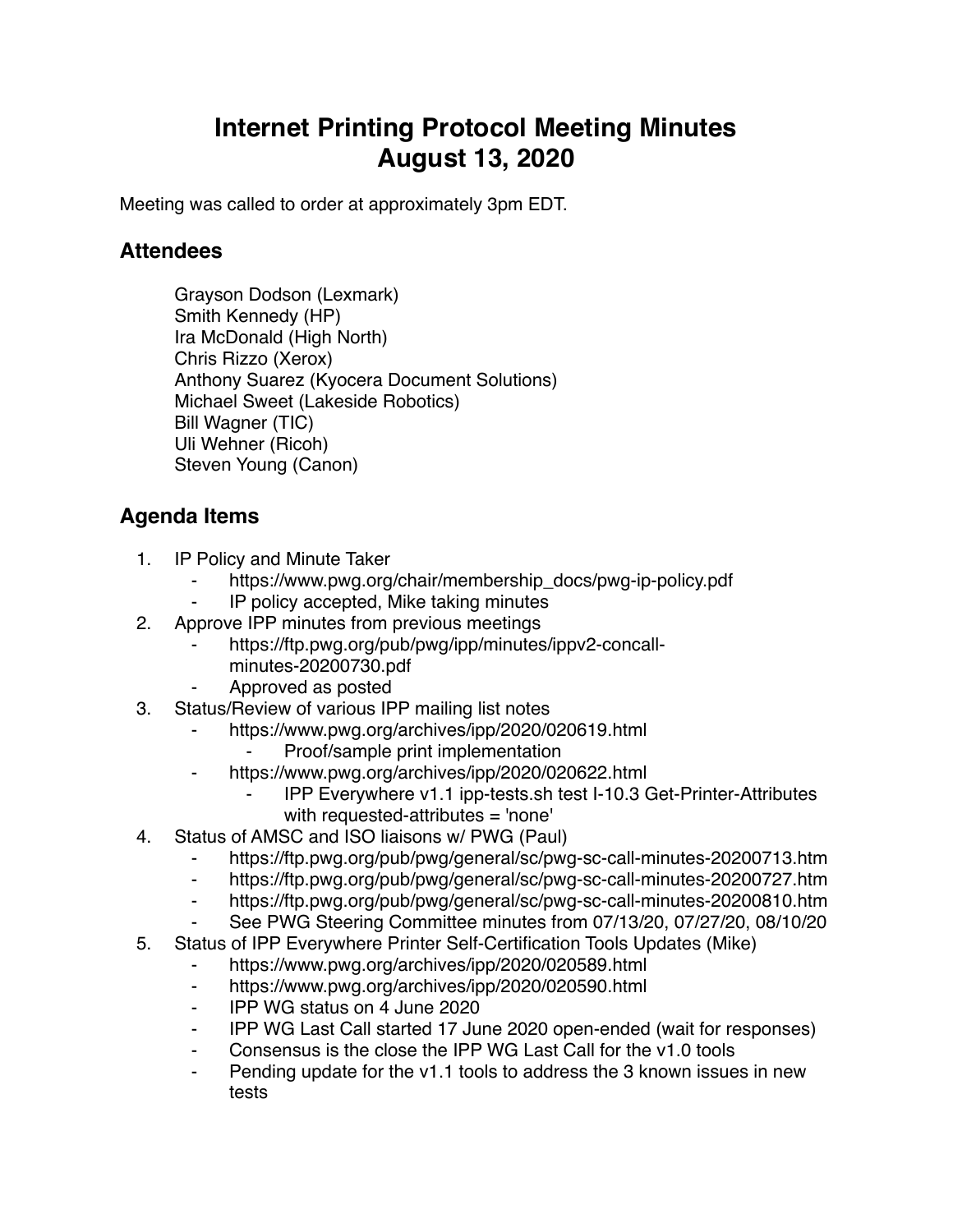# Internet Printing Protocol Meeting Minutes
# August 13, 2020

Meeting was called to order at approximately 3pm EDT.

## Attendees

Grayson Dodson (Lexmark)
Smith Kennedy (HP)
Ira McDonald (High North)
Chris Rizzo (Xerox)
Anthony Suarez (Kyocera Document Solutions)
Michael Sweet (Lakeside Robotics)
Bill Wagner (TIC)
Uli Wehner (Ricoh)
Steven Young (Canon)

## Agenda Items

1. IP Policy and Minute Taker
   - https://www.pwg.org/chair/membership_docs/pwg-ip-policy.pdf
   - IP policy accepted, Mike taking minutes
2. Approve IPP minutes from previous meetings
   - https://ftp.pwg.org/pub/pwg/ipp/minutes/ippv2-concall-minutes-20200730.pdf
   - Approved as posted
3. Status/Review of various IPP mailing list notes
   - https://www.pwg.org/archives/ipp/2020/020619.html
     - Proof/sample print implementation
   - https://www.pwg.org/archives/ipp/2020/020622.html
     - IPP Everywhere v1.1 ipp-tests.sh test I-10.3 Get-Printer-Attributes with requested-attributes = 'none'
4. Status of AMSC and ISO liaisons w/ PWG (Paul)
   - https://ftp.pwg.org/pub/pwg/general/sc/pwg-sc-call-minutes-20200713.htm
   - https://ftp.pwg.org/pub/pwg/general/sc/pwg-sc-call-minutes-20200727.htm
   - https://ftp.pwg.org/pub/pwg/general/sc/pwg-sc-call-minutes-20200810.htm
   - See PWG Steering Committee minutes from 07/13/20, 07/27/20, 08/10/20
5. Status of IPP Everywhere Printer Self-Certification Tools Updates (Mike)
   - https://www.pwg.org/archives/ipp/2020/020589.html
   - https://www.pwg.org/archives/ipp/2020/020590.html
   - IPP WG status on 4 June 2020
   - IPP WG Last Call started 17 June 2020 open-ended (wait for responses)
   - Consensus is the close the IPP WG Last Call for the v1.0 tools
   - Pending update for the v1.1 tools to address the 3 known issues in new tests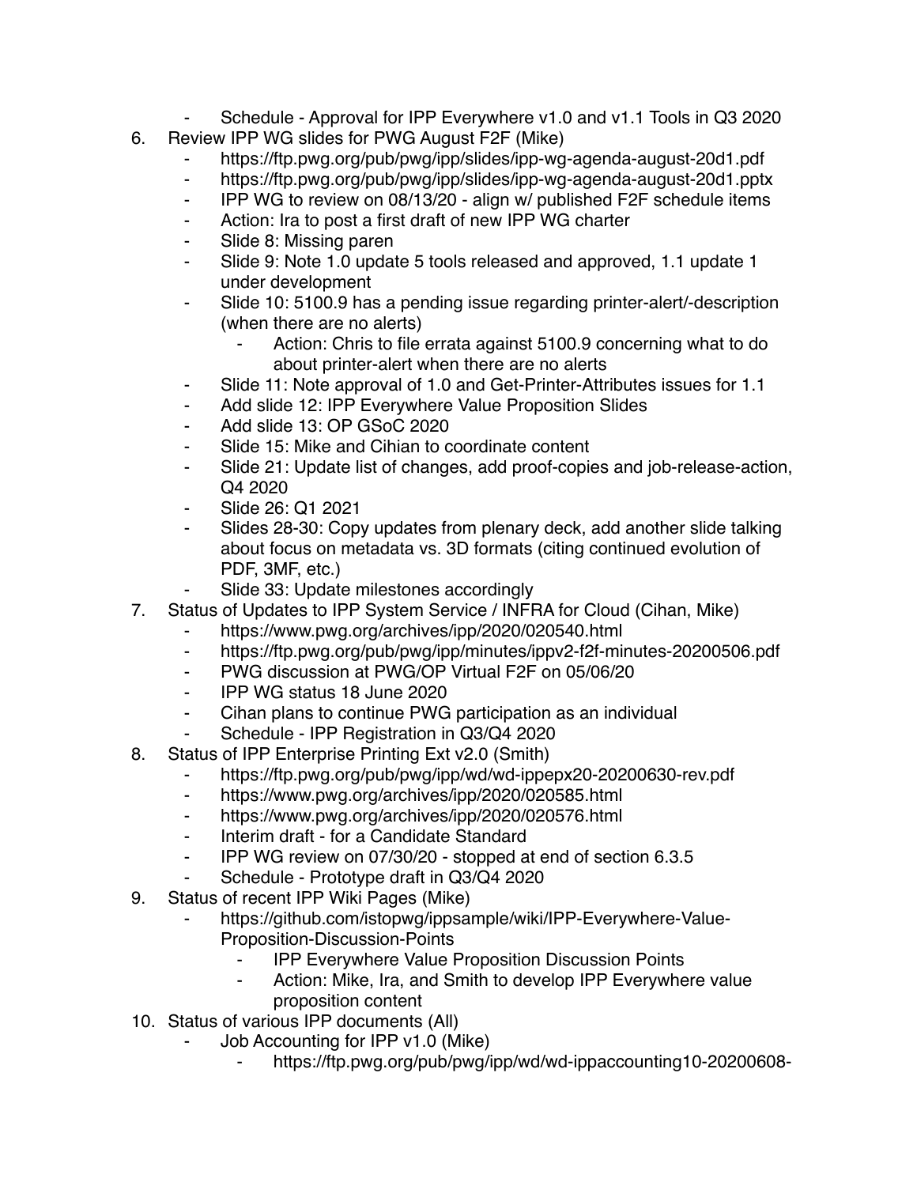- Schedule - Approval for IPP Everywhere v1.0 and v1.1 Tools in Q3 2020

6. Review IPP WG slides for PWG August F2F (Mike)
    - https://ftp.pwg.org/pub/pwg/ipp/slides/ipp-wg-agenda-august-20d1.pdf
    - https://ftp.pwg.org/pub/pwg/ipp/slides/ipp-wg-agenda-august-20d1.pptx
    - IPP WG to review on 08/13/20 - align w/ published F2F schedule items
    - Action: Ira to post a first draft of new IPP WG charter
    - Slide 8: Missing paren
    - Slide 9: Note 1.0 update 5 tools released and approved, 1.1 update 1 under development
    - Slide 10: 5100.9 has a pending issue regarding printer-alert/-description (when there are no alerts)
        - Action: Chris to file errata against 5100.9 concerning what to do about printer-alert when there are no alerts
    - Slide 11: Note approval of 1.0 and Get-Printer-Attributes issues for 1.1
    - Add slide 12: IPP Everywhere Value Proposition Slides
    - Add slide 13: OP GSoC 2020
    - Slide 15: Mike and Cihian to coordinate content
    - Slide 21: Update list of changes, add proof-copies and job-release-action, Q4 2020
    - Slide 26: Q1 2021
    - Slides 28-30: Copy updates from plenary deck, add another slide talking about focus on metadata vs. 3D formats (citing continued evolution of PDF, 3MF, etc.)
    - Slide 33: Update milestones accordingly
7. Status of Updates to IPP System Service / INFRA for Cloud (Cihan, Mike)
    - https://www.pwg.org/archives/ipp/2020/020540.html
    - https://ftp.pwg.org/pub/pwg/ipp/minutes/ippv2-f2f-minutes-20200506.pdf
    - PWG discussion at PWG/OP Virtual F2F on 05/06/20
    - IPP WG status 18 June 2020
    - Cihan plans to continue PWG participation as an individual
    - Schedule - IPP Registration in Q3/Q4 2020
8. Status of IPP Enterprise Printing Ext v2.0 (Smith)
    - https://ftp.pwg.org/pub/pwg/ipp/wd/wd-ippepx20-20200630-rev.pdf
    - https://www.pwg.org/archives/ipp/2020/020585.html
    - https://www.pwg.org/archives/ipp/2020/020576.html
    - Interim draft - for a Candidate Standard
    - IPP WG review on 07/30/20 - stopped at end of section 6.3.5
    - Schedule - Prototype draft in Q3/Q4 2020
9. Status of recent IPP Wiki Pages (Mike)
    - https://github.com/istopwg/ippsample/wiki/IPP-Everywhere-Value-Proposition-Discussion-Points
        - IPP Everywhere Value Proposition Discussion Points
        - Action: Mike, Ira, and Smith to develop IPP Everywhere value proposition content
10. Status of various IPP documents (All)
    - Job Accounting for IPP v1.0 (Mike)
        - https://ftp.pwg.org/pub/pwg/ipp/wd/wd-ippaccounting10-20200608-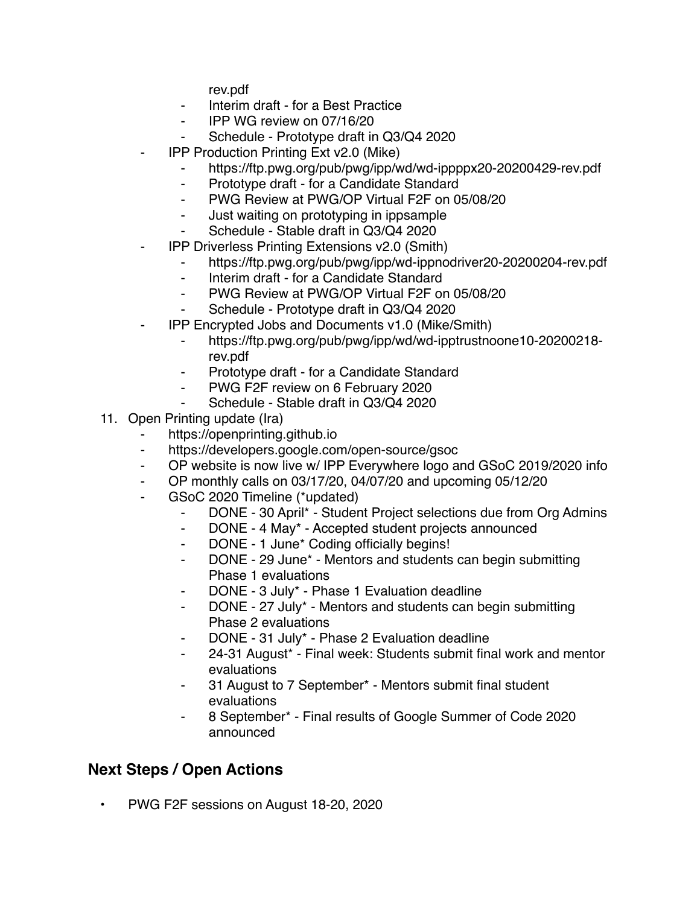rev.pdf
        - Interim draft - for a Best Practice
        - IPP WG review on 07/16/20
        - Schedule - Prototype draft in Q3/Q4 2020
    - IPP Production Printing Ext v2.0 (Mike)
        - https://ftp.pwg.org/pub/pwg/ipp/wd/wd-ippppx20-20200429-rev.pdf
        - Prototype draft - for a Candidate Standard
        - PWG Review at PWG/OP Virtual F2F on 05/08/20
        - Just waiting on prototyping in ippsample
        - Schedule - Stable draft in Q3/Q4 2020
    - IPP Driverless Printing Extensions v2.0 (Smith)
        - https://ftp.pwg.org/pub/pwg/ipp/wd-ippnodriver20-20200204-rev.pdf
        - Interim draft - for a Candidate Standard
        - PWG Review at PWG/OP Virtual F2F on 05/08/20
        - Schedule - Prototype draft in Q3/Q4 2020
    - IPP Encrypted Jobs and Documents v1.0 (Mike/Smith)
        - https://ftp.pwg.org/pub/pwg/ipp/wd/wd-ipptrustnoone10-20200218-rev.pdf
        - Prototype draft - for a Candidate Standard
        - PWG F2F review on 6 February 2020
        - Schedule - Stable draft in Q3/Q4 2020

11. Open Printing update (Ira)
    - https://openprinting.github.io
    - https://developers.google.com/open-source/gsoc
    - OP website is now live w/ IPP Everywhere logo and GSoC 2019/2020 info
    - OP monthly calls on 03/17/20, 04/07/20 and upcoming 05/12/20
    - GSoC 2020 Timeline (*updated)
        - DONE - 30 April* - Student Project selections due from Org Admins
        - DONE - 4 May* - Accepted student projects announced
        - DONE - 1 June* Coding officially begins!
        - DONE - 29 June* - Mentors and students can begin submitting Phase 1 evaluations
        - DONE - 3 July* - Phase 1 Evaluation deadline
        - DONE - 27 July* - Mentors and students can begin submitting Phase 2 evaluations
        - DONE - 31 July* - Phase 2 Evaluation deadline
        - 24-31 August* - Final week: Students submit final work and mentor evaluations
        - 31 August to 7 September* - Mentors submit final student evaluations
        - 8 September* - Final results of Google Summer of Code 2020 announced

## Next Steps / Open Actions

- PWG F2F sessions on August 18-20, 2020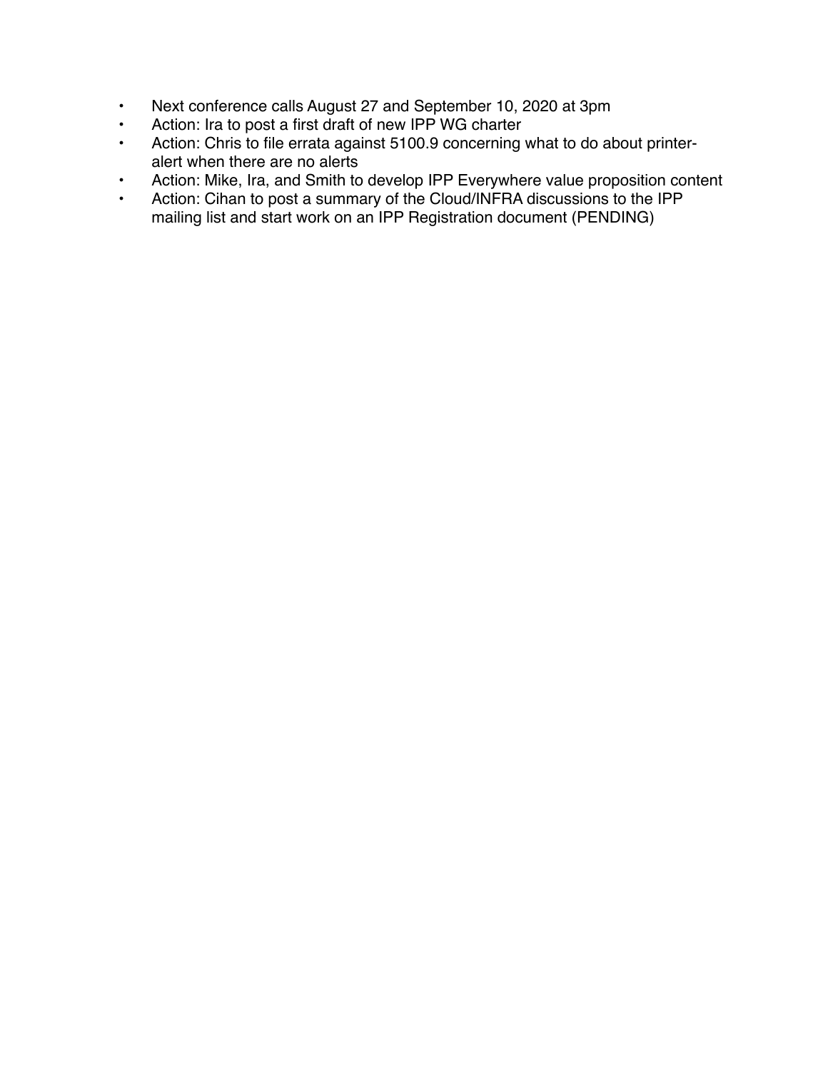- Next conference calls August 27 and September 10, 2020 at 3pm
- Action: Ira to post a first draft of new IPP WG charter
- Action: Chris to file errata against 5100.9 concerning what to do about printer-alert when there are no alerts
- Action: Mike, Ira, and Smith to develop IPP Everywhere value proposition content
- Action: Cihan to post a summary of the Cloud/INFRA discussions to the IPP mailing list and start work on an IPP Registration document (PENDING)